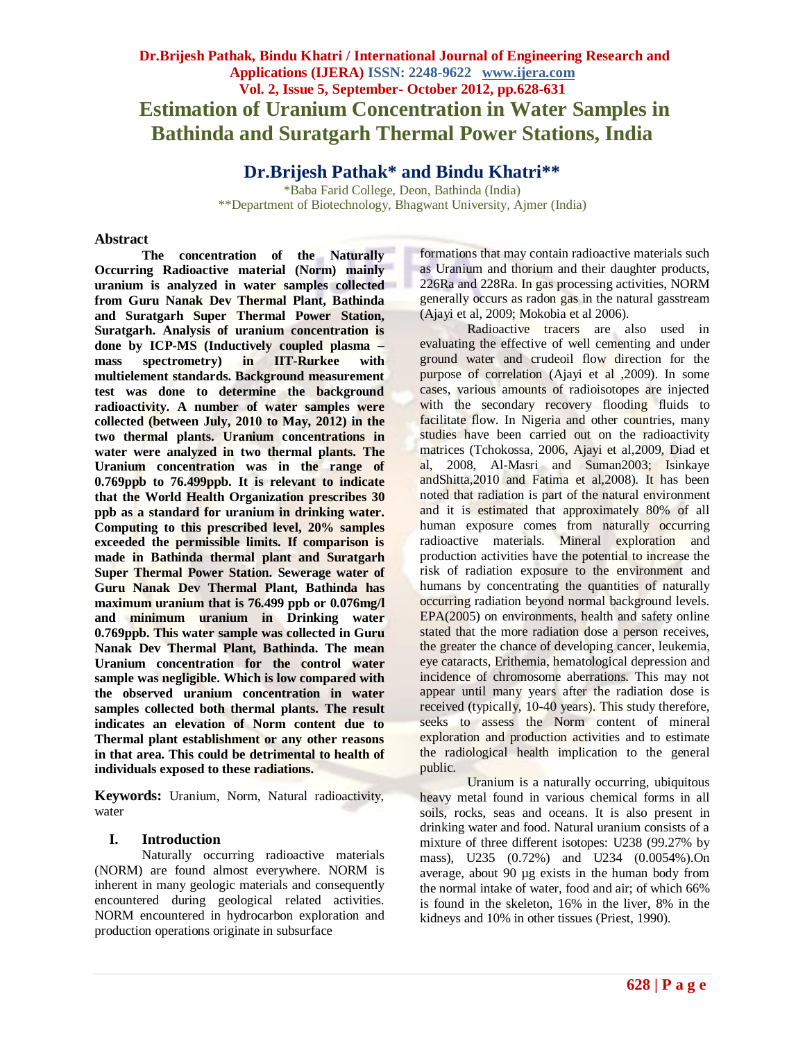# Estimation of Uranium Concentration in Water Samples in Bathinda and Suratgarh Thermal Power Stations, India

## Dr.Brijesh Pathak* and Bindu Khatri**

*Baba Farid College, Deon, Bathinda (India)
**Department of Biotechnology, Bhagwant University, Ajmer (India)

### Abstract

**The concentration of the Naturally Occurring Radioactive material (Norm) mainly uranium is analyzed in water samples collected from Guru Nanak Dev Thermal Plant, Bathinda and Suratgarh Super Thermal Power Station, Suratgarh. Analysis of uranium concentration is done by ICP-MS (Inductively coupled plasma – mass spectrometry) in IIT-Rurkee with multielement standards. Background measurement test was done to determine the background radioactivity. A number of water samples were collected (between July, 2010 to May, 2012) in the two thermal plants. Uranium concentrations in water were analyzed in two thermal plants. The Uranium concentration was in the range of 0.769ppb to 76.499ppb. It is relevant to indicate that the World Health Organization prescribes 30 ppb as a standard for uranium in drinking water. Computing to this prescribed level, 20% samples exceeded the permissible limits. If comparison is made in Bathinda thermal plant and Suratgarh Super Thermal Power Station. Sewerage water of Guru Nanak Dev Thermal Plant, Bathinda has maximum uranium that is 76.499 ppb or 0.076mg/l and minimum uranium in Drinking water 0.769ppb. This water sample was collected in Guru Nanak Dev Thermal Plant, Bathinda. The mean Uranium concentration for the control water sample was negligible. Which is low compared with the observed uranium concentration in water samples collected both thermal plants. The result indicates an elevation of Norm content due to Thermal plant establishment or any other reasons in that area. This could be detrimental to health of individuals exposed to these radiations.**

**Keywords:** Uranium, Norm, Natural radioactivity, water

### I. Introduction

Naturally occurring radioactive materials (NORM) are found almost everywhere. NORM is inherent in many geologic materials and consequently encountered during geological related activities. NORM encountered in hydrocarbon exploration and production operations originate in subsurface formations that may contain radioactive materials such as Uranium and thorium and their daughter products, 226Ra and 228Ra. In gas processing activities, NORM generally occurs as radon gas in the natural gasstream (Ajayi et al, 2009; Mokobia et al 2006).

Radioactive tracers are also used in evaluating the effective of well cementing and under ground water and crudeoil flow direction for the purpose of correlation (Ajayi et al ,2009). In some cases, various amounts of radioisotopes are injected with the secondary recovery flooding fluids to facilitate flow. In Nigeria and other countries, many studies have been carried out on the radioactivity matrices (Tchokossa, 2006, Ajayi et al,2009, Diad et al, 2008, Al-Masri and Suman2003; Isinkaye andShitta,2010 and Fatima et al,2008). It has been noted that radiation is part of the natural environment and it is estimated that approximately 80% of all human exposure comes from naturally occurring radioactive materials. Mineral exploration and production activities have the potential to increase the risk of radiation exposure to the environment and humans by concentrating the quantities of naturally occurring radiation beyond normal background levels. EPA(2005) on environments, health and safety online stated that the more radiation dose a person receives, the greater the chance of developing cancer, leukemia, eye cataracts, Erithemia, hematological depression and incidence of chromosome aberrations. This may not appear until many years after the radiation dose is received (typically, 10-40 years). This study therefore, seeks to assess the Norm content of mineral exploration and production activities and to estimate the radiological health implication to the general public.

Uranium is a naturally occurring, ubiquitous heavy metal found in various chemical forms in all soils, rocks, seas and oceans. It is also present in drinking water and food. Natural uranium consists of a mixture of three different isotopes: U238 (99.27% by mass), U235 (0.72%) and U234 (0.0054%).On average, about 90 µg exists in the human body from the normal intake of water, food and air; of which 66% is found in the skeleton, 16% in the liver, 8% in the kidneys and 10% in other tissues (Priest, 1990).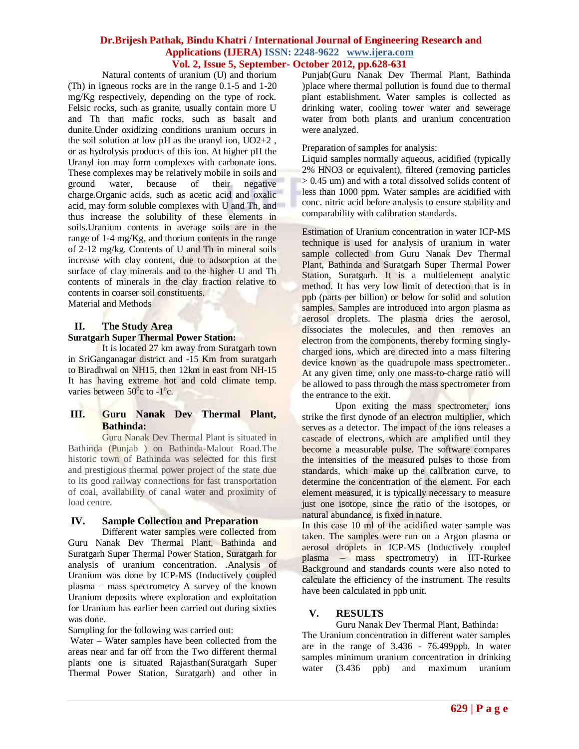Natural contents of uranium (U) and thorium (Th) in igneous rocks are in the range 0.1-5 and 1-20 mg/Kg respectively, depending on the type of rock. Felsic rocks, such as granite, usually contain more U and Th than mafic rocks, such as basalt and dunite.Under oxidizing conditions uranium occurs in the soil solution at low pH as the uranyl ion, $UO_2^{+2}$ , or as hydrolysis products of this ion. At higher pH the Uranyl ion may form complexes with carbonate ions. These complexes may be relatively mobile in soils and ground water, because of their negative charge.Organic acids, such as acetic acid and oxalic acid, may form soluble complexes with U and Th, and thus increase the solubility of these elements in soils.Uranium contents in average soils are in the range of 1-4 mg/Kg, and thorium contents in the range of 2-12 mg/kg. Contents of U and Th in mineral soils increase with clay content, due to adsorption at the surface of clay minerals and to the higher U and Th contents of minerals in the clay fraction relative to contents in coarser soil constituents.

Material and Methods

## II. The Study Area

**Suratgarh Super Thermal Power Station:**

It is located 27 km away from Suratgarh town in SriGanganagar district and -15 Km from suratgarh to Biradhwal on NH15, then 12km in east from NH-15 It has having extreme hot and cold climate temp. varies between $50^0$c to -$1^o$c.

## III. Guru Nanak Dev Thermal Plant, Bathinda:

Guru Nanak Dev Thermal Plant is situated in Bathinda (Punjab ) on Bathinda-Malout Road.The historic town of Bathinda was selected for this first and prestigious thermal power project of the state due to its good railway connections for fast transportation of coal, availability of canal water and proximity of load centre.

## IV. Sample Collection and Preparation

Different water samples were collected from Guru Nanak Dev Thermal Plant, Bathinda and Suratgarh Super Thermal Power Station, Suratgarh for analysis of uranium concentration. .Analysis of Uranium was done by ICP-MS (Inductively coupled plasma – mass spectrometry A survey of the known Uranium deposits where exploration and exploitation for Uranium has earlier been carried out during sixties was done.

Sampling for the following was carried out:

Water – Water samples have been collected from the areas near and far off from the Two different thermal plants one is situated Rajasthan(Suratgarh Super Thermal Power Station, Suratgarh) and other in Punjab(Guru Nanak Dev Thermal Plant, Bathinda )place where thermal pollution is found due to thermal plant establishment. Water samples is collected as drinking water, cooling tower water and sewerage water from both plants and uranium concentration were analyzed.

Preparation of samples for analysis:

Liquid samples normally aqueous, acidified (typically 2% $HNO_3$ or equivalent), filtered (removing particles > 0.45 um) and with a total dissolved solids content of less than 1000 ppm. Water samples are acidified with conc. nitric acid before analysis to ensure stability and comparability with calibration standards.

Estimation of Uranium concentration in water ICP-MS technique is used for analysis of uranium in water sample collected from Guru Nanak Dev Thermal Plant, Bathinda and Suratgarh Super Thermal Power Station, Suratgarh. It is a multielement analytic method. It has very low limit of detection that is in ppb (parts per billion) or below for solid and solution samples. Samples are introduced into argon plasma as aerosol droplets. The plasma dries the aerosol, dissociates the molecules, and then removes an electron from the components, thereby forming singly-charged ions, which are directed into a mass filtering device known as the quadrupole mass spectrometer.. At any given time, only one mass-to-charge ratio will be allowed to pass through the mass spectrometer from the entrance to the exit.

Upon exiting the mass spectrometer, ions strike the first dynode of an electron multiplier, which serves as a detector. The impact of the ions releases a cascade of electrons, which are amplified until they become a measurable pulse. The software compares the intensities of the measured pulses to those from standards, which make up the calibration curve, to determine the concentration of the element. For each element measured, it is typically necessary to measure just one isotope, since the ratio of the isotopes, or natural abundance, is fixed in nature.

In this case 10 ml of the acidified water sample was taken. The samples were run on a Argon plasma or aerosol droplets in ICP-MS (Inductively coupled plasma – mass spectrometry) in IIT-Rurkee Background and standards counts were also noted to calculate the efficiency of the instrument. The results have been calculated in ppb unit.

## V. RESULTS

Guru Nanak Dev Thermal Plant, Bathinda:

The Uranium concentration in different water samples are in the range of 3.436 - 76.499ppb. In water samples minimum uranium concentration in drinking water (3.436 ppb) and maximum uranium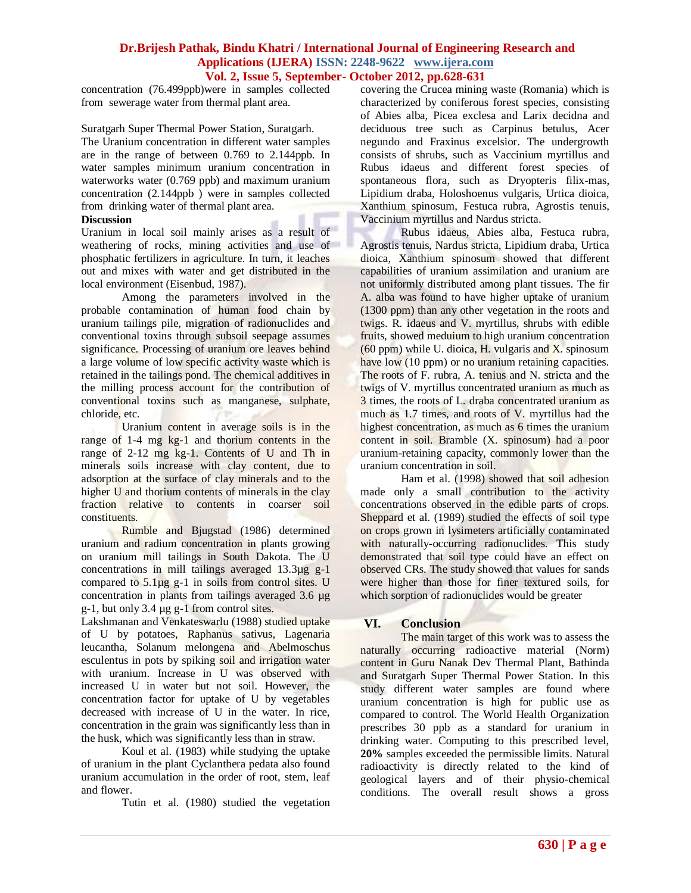concentration (76.499ppb)were in samples collected from sewerage water from thermal plant area.

Suratgarh Super Thermal Power Station, Suratgarh.
The Uranium concentration in different water samples are in the range of between 0.769 to 2.144ppb. In water samples minimum uranium concentration in waterworks water (0.769 ppb) and maximum uranium concentration (2.144ppb ) were in samples collected from drinking water of thermal plant area.

**Discussion**

Uranium in local soil mainly arises as a result of weathering of rocks, mining activities and use of phosphatic fertilizers in agriculture. In turn, it leaches out and mixes with water and get distributed in the local environment (Eisenbud, 1987).

Among the parameters involved in the probable contamination of human food chain by uranium tailings pile, migration of radionuclides and conventional toxins through subsoil seepage assumes significance. Processing of uranium ore leaves behind a large volume of low specific activity waste which is retained in the tailings pond. The chemical additives in the milling process account for the contribution of conventional toxins such as manganese, sulphate, chloride, etc.

Uranium content in average soils is in the range of 1-4 mg kg-1 and thorium contents in the range of 2-12 mg kg-1. Contents of U and Th in minerals soils increase with clay content, due to adsorption at the surface of clay minerals and to the higher U and thorium contents of minerals in the clay fraction relative to contents in coarser soil constituents.

Rumble and Bjugstad (1986) determined uranium and radium concentration in plants growing on uranium mill tailings in South Dakota. The U concentrations in mill tailings averaged 13.3µg g-1 compared to 5.1µg g-1 in soils from control sites. U concentration in plants from tailings averaged 3.6 µg g-1, but only 3.4 µg g-1 from control sites.

Lakshmanan and Venkateswarlu (1988) studied uptake of U by potatoes, Raphanus sativus, Lagenaria leucantha, Solanum melongena and Abelmoschus esculentus in pots by spiking soil and irrigation water with uranium. Increase in U was observed with increased U in water but not soil. However, the concentration factor for uptake of U by vegetables decreased with increase of U in the water. In rice, concentration in the grain was significantly less than in the husk, which was significantly less than in straw.

Koul et al. (1983) while studying the uptake of uranium in the plant Cyclanthera pedata also found uranium accumulation in the order of root, stem, leaf and flower.

Tutin et al. (1980) studied the vegetation covering the Crucea mining waste (Romania) which is characterized by coniferous forest species, consisting of Abies alba, Picea exclesa and Larix decidna and deciduous tree such as Carpinus betulus, Acer negundo and Fraxinus excelsior. The undergrowth consists of shrubs, such as Vaccinium myrtillus and Rubus idaeus and different forest species of spontaneous flora, such as Dryopteris filix-mas, Lipidium draba, Holoshoenus vulgaris, Urtica dioica, Xanthium spinosum, Festuca rubra, Agrostis tenuis, Vaccinium myrtillus and Nardus stricta.

Rubus idaeus, Abies alba, Festuca rubra, Agrostis tenuis, Nardus stricta, Lipidium draba, Urtica dioica, Xanthium spinosum showed that different capabilities of uranium assimilation and uranium are not uniformly distributed among plant tissues. The fir A. alba was found to have higher uptake of uranium (1300 ppm) than any other vegetation in the roots and twigs. R. idaeus and V. myrtillus, shrubs with edible fruits, showed meduium to high uranium concentration (60 ppm) while U. dioica, H. vulgaris and X. spinosum have low (10 ppm) or no uranium retaining capacities. The roots of F. rubra, A. tenius and N. stricta and the twigs of V. myrtillus concentrated uranium as much as 3 times, the roots of L. draba concentrated uranium as much as 1.7 times, and roots of V. myrtillus had the highest concentration, as much as 6 times the uranium content in soil. Bramble (X. spinosum) had a poor uranium-retaining capacity, commonly lower than the uranium concentration in soil.

Ham et al. (1998) showed that soil adhesion made only a small contribution to the activity concentrations observed in the edible parts of crops. Sheppard et al. (1989) studied the effects of soil type on crops grown in lysimeters artificially contaminated with naturally-occurring radionuclides. This study demonstrated that soil type could have an effect on observed CRs. The study showed that values for sands were higher than those for finer textured soils, for which sorption of radionuclides would be greater

## VI. Conclusion

The main target of this work was to assess the naturally occurring radioactive material (Norm) content in Guru Nanak Dev Thermal Plant, Bathinda and Suratgarh Super Thermal Power Station. In this study different water samples are found where uranium concentration is high for public use as compared to control. The World Health Organization prescribes 30 ppb as a standard for uranium in drinking water. Computing to this prescribed level, **20%** samples exceeded the permissible limits. Natural radioactivity is directly related to the kind of geological layers and of their physio-chemical conditions. The overall result shows a gross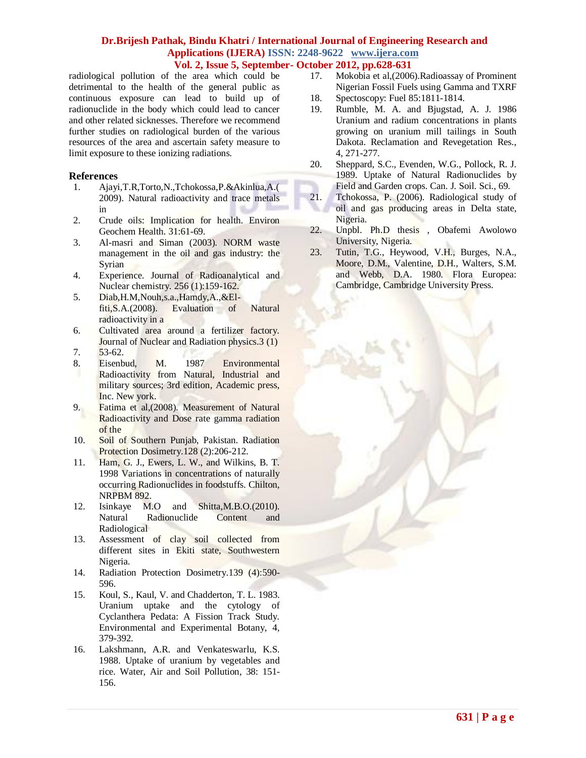radiological pollution of the area which could be detrimental to the health of the general public as continuous exposure can lead to build up of radionuclide in the body which could lead to cancer and other related sicknesses. Therefore we recommend further studies on radiological burden of the various resources of the area and ascertain safety measure to limit exposure to these ionizing radiations.

## References

1. Ajayi,T.R,Torto,N.,Tchokossa,P.&Akinlua,A.( 2009). Natural radioactivity and trace metals in
2. Crude oils: Implication for health. Environ Geochem Health. 31:61-69.
3. Al-masri and Siman (2003). NORM waste management in the oil and gas industry: the Syrian
4. Experience. Journal of Radioanalytical and Nuclear chemistry. 256 (1):159-162.
5. Diab,H.M,Nouh,s.a.,Hamdy,A.,&El-fiti,S.A.(2008). Evaluation of Natural radioactivity in a
6. Cultivated area around a fertilizer factory. Journal of Nuclear and Radiation physics.3 (1)
7. 53-62.
8. Eisenbud, M. 1987 Environmental Radioactivity from Natural, Industrial and military sources; 3rd edition, Academic press, Inc. New york.
9. Fatima et al,(2008). Measurement of Natural Radioactivity and Dose rate gamma radiation of the
10. Soil of Southern Punjab, Pakistan. Radiation Protection Dosimetry.128 (2):206-212.
11. Ham, G. J., Ewers, L. W., and Wilkins, B. T. 1998 Variations in concentrations of naturally occurring Radionuclides in foodstuffs. Chilton, NRPBM 892.
12. Isinkaye M.O and Shitta,M.B.O.(2010). Natural Radionuclide Content and Radiological
13. Assessment of clay soil collected from different sites in Ekiti state, Southwestern Nigeria.
14. Radiation Protection Dosimetry.139 (4):590-596.
15. Koul, S., Kaul, V. and Chadderton, T. L. 1983. Uranium uptake and the cytology of Cyclanthera Pedata: A Fission Track Study. Environmental and Experimental Botany, 4, 379-392.
16. Lakshmann, A.R. and Venkateswarlu, K.S. 1988. Uptake of uranium by vegetables and rice. Water, Air and Soil Pollution, 38: 151-156.
17. Mokobia et al,(2006).Radioassay of Prominent Nigerian Fossil Fuels using Gamma and TXRF
18. Spectoscopy: Fuel 85:1811-1814.
19. Rumble, M. A. and Bjugstad, A. J. 1986 Uranium and radium concentrations in plants growing on uranium mill tailings in South Dakota. Reclamation and Revegetation Res., 4, 271-277.
20. Sheppard, S.C., Evenden, W.G., Pollock, R. J. 1989. Uptake of Natural Radionuclides by Field and Garden crops. Can. J. Soil. Sci., 69.
21. Tchokossa, P. (2006). Radiological study of oil and gas producing areas in Delta state, Nigeria.
22. Unpbl. Ph.D thesis , Obafemi Awolowo University, Nigeria.
23. Tutin, T.G., Heywood, V.H., Burges, N.A., Moore, D.M., Valentine, D.H., Walters, S.M. and Webb, D.A. 1980. Flora Europea: Cambridge, Cambridge University Press.